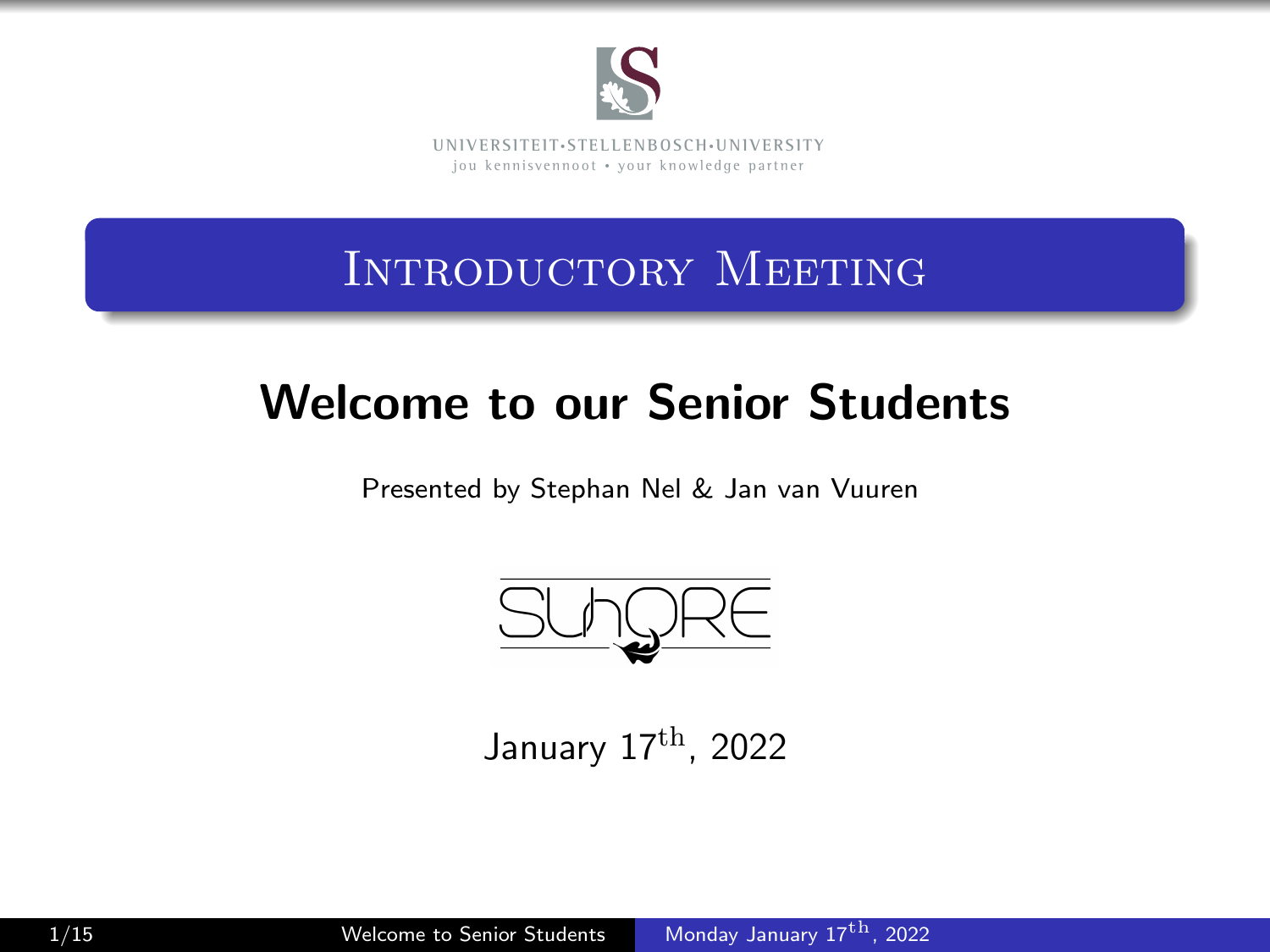UNIVERSITEIT·STELLENBOSCH·UNIVERSITY
jou kennisvennoot • your knowledge partner

# Introductory Meeting

## Welcome to our Senior Students

Presented by Stephan Nel & Jan van Vuuren

SUnORE

January 17$^{\text{th}}$, 2022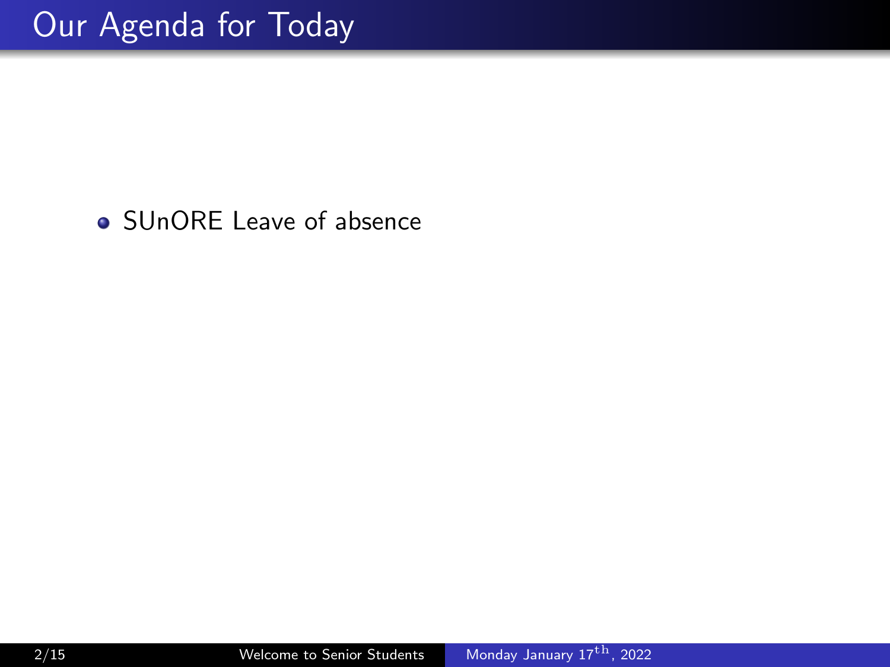# Our Agenda for Today

- SUnORE Leave of absence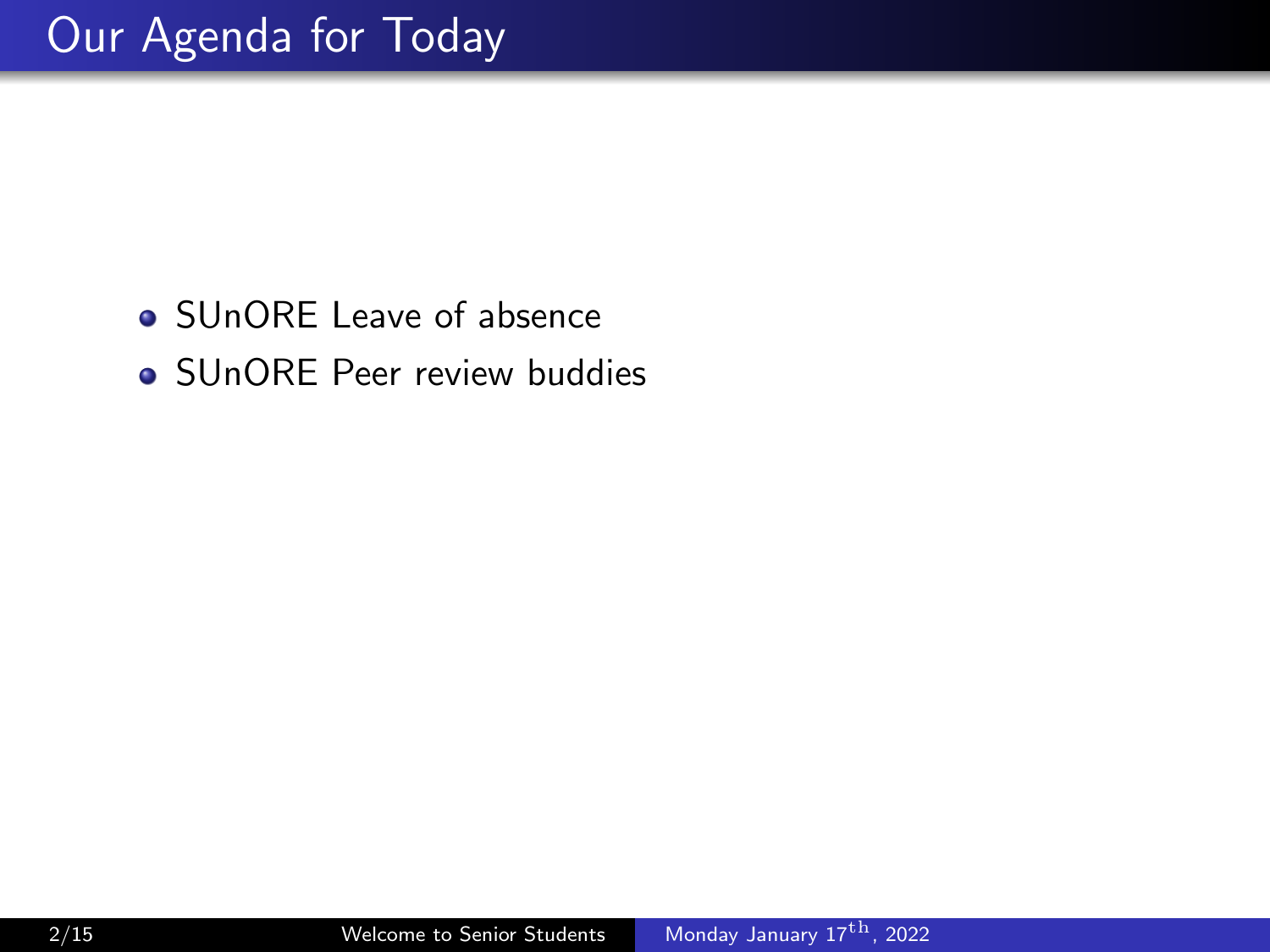# Our Agenda for Today

- SUnORE Leave of absence
- SUnORE Peer review buddies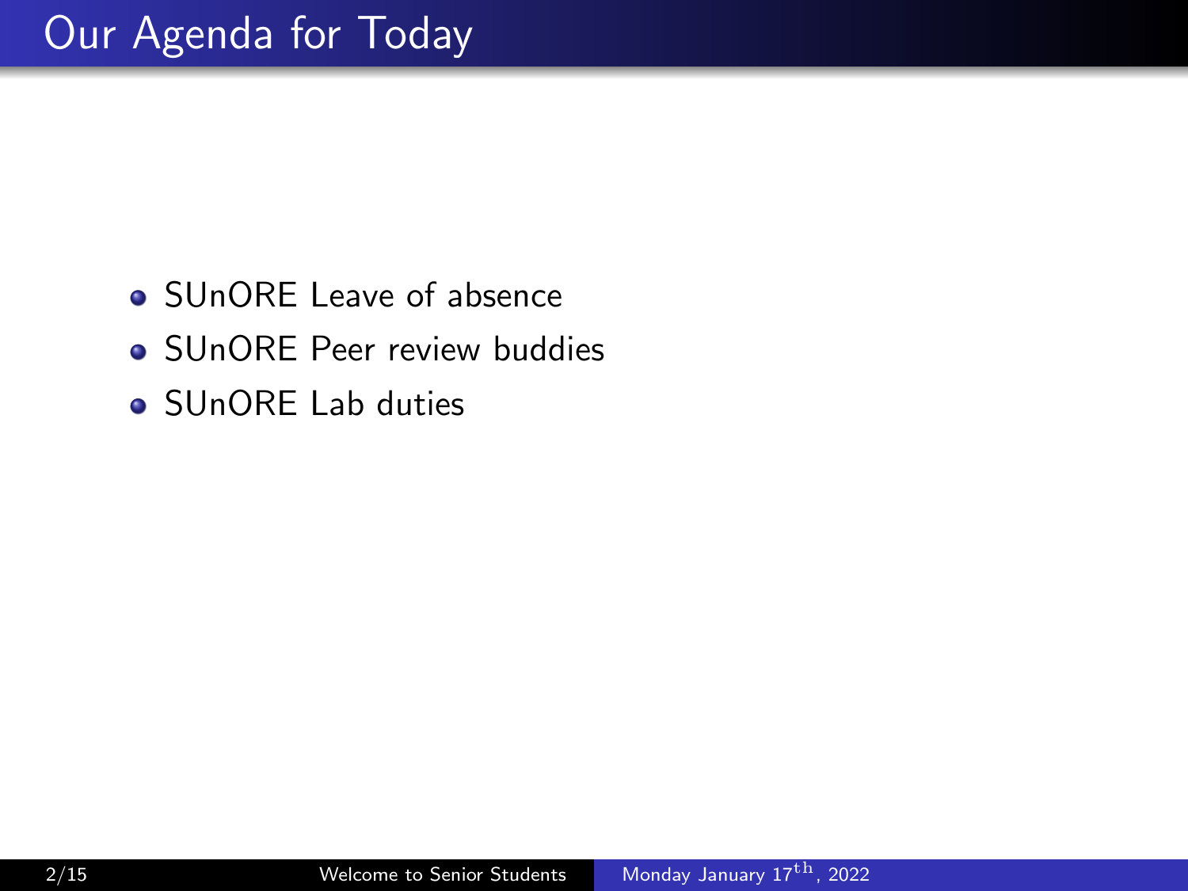# Our Agenda for Today

- SUnORE Leave of absence
- SUnORE Peer review buddies
- SUnORE Lab duties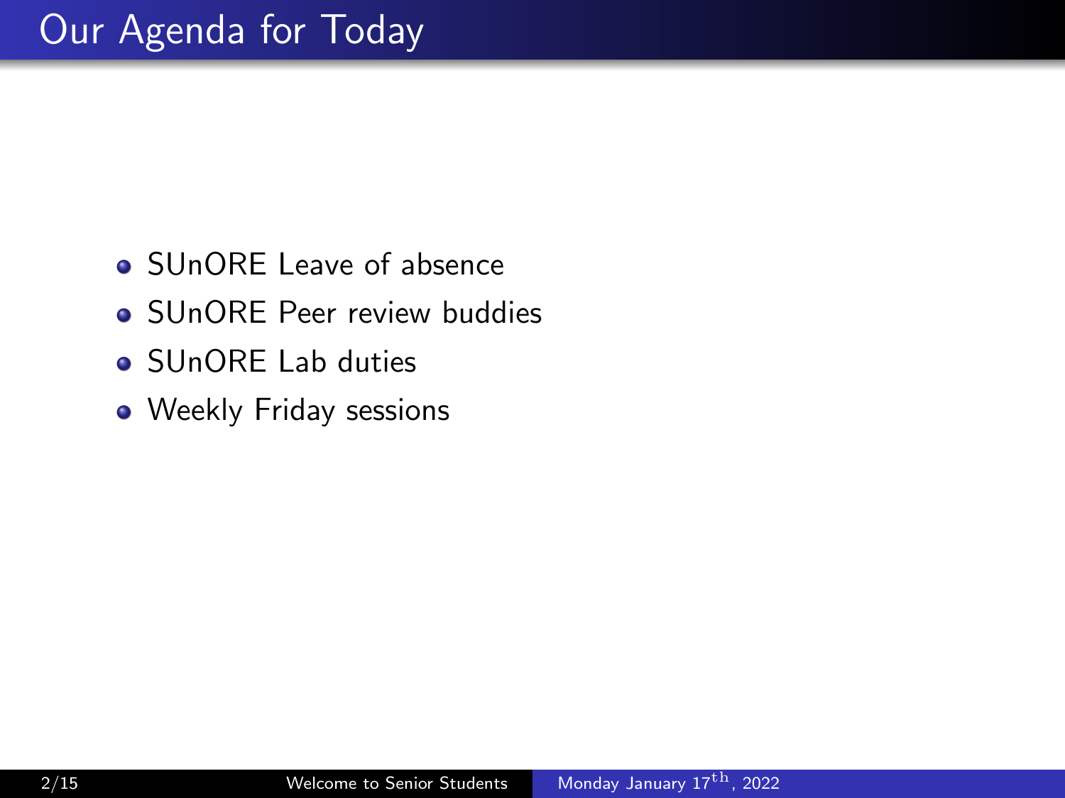# Our Agenda for Today

- SUnORE Leave of absence
- SUnORE Peer review buddies
- SUnORE Lab duties
- Weekly Friday sessions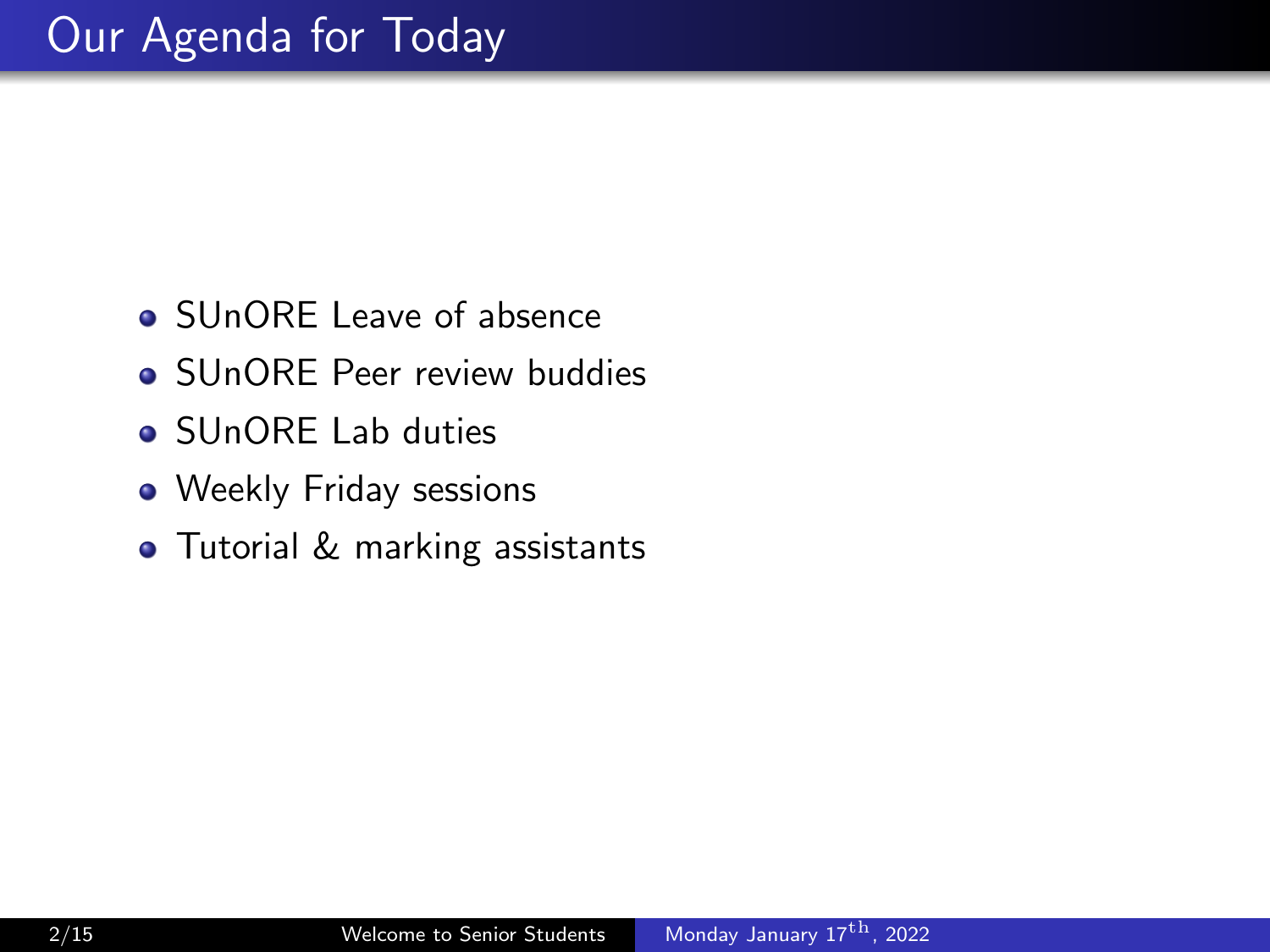# Our Agenda for Today

- SUnORE Leave of absence
- SUnORE Peer review buddies
- SUnORE Lab duties
- Weekly Friday sessions
- Tutorial & marking assistants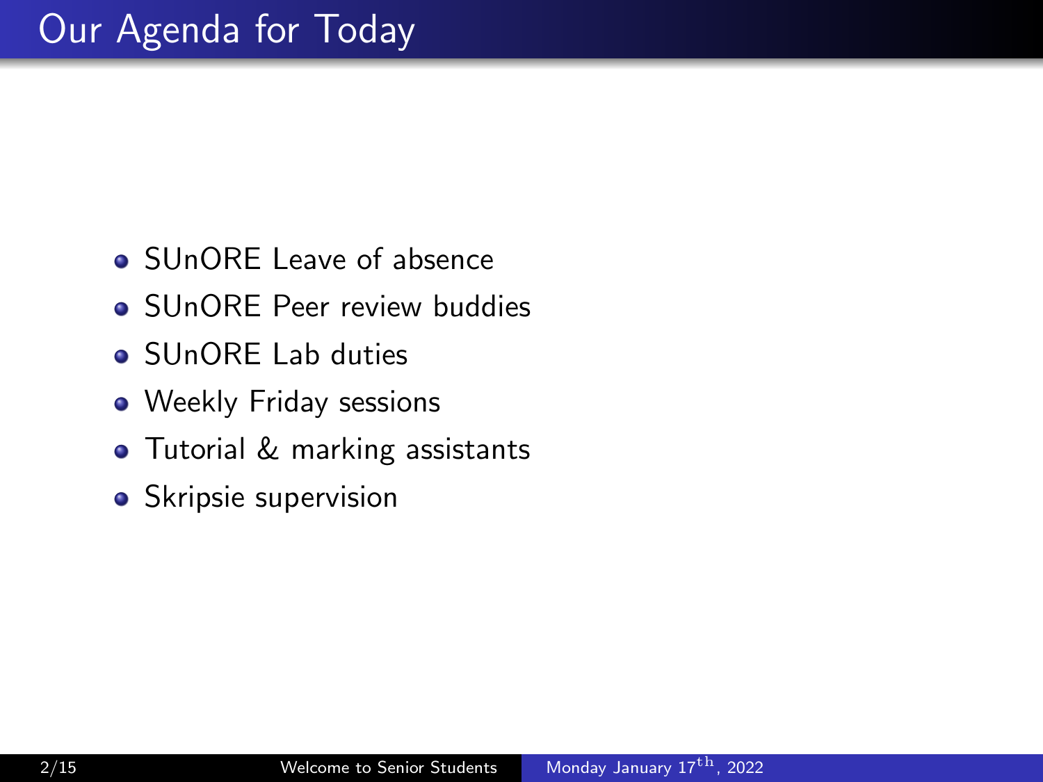# Our Agenda for Today

- SUnORE Leave of absence
- SUnORE Peer review buddies
- SUnORE Lab duties
- Weekly Friday sessions
- Tutorial & marking assistants
- Skripsie supervision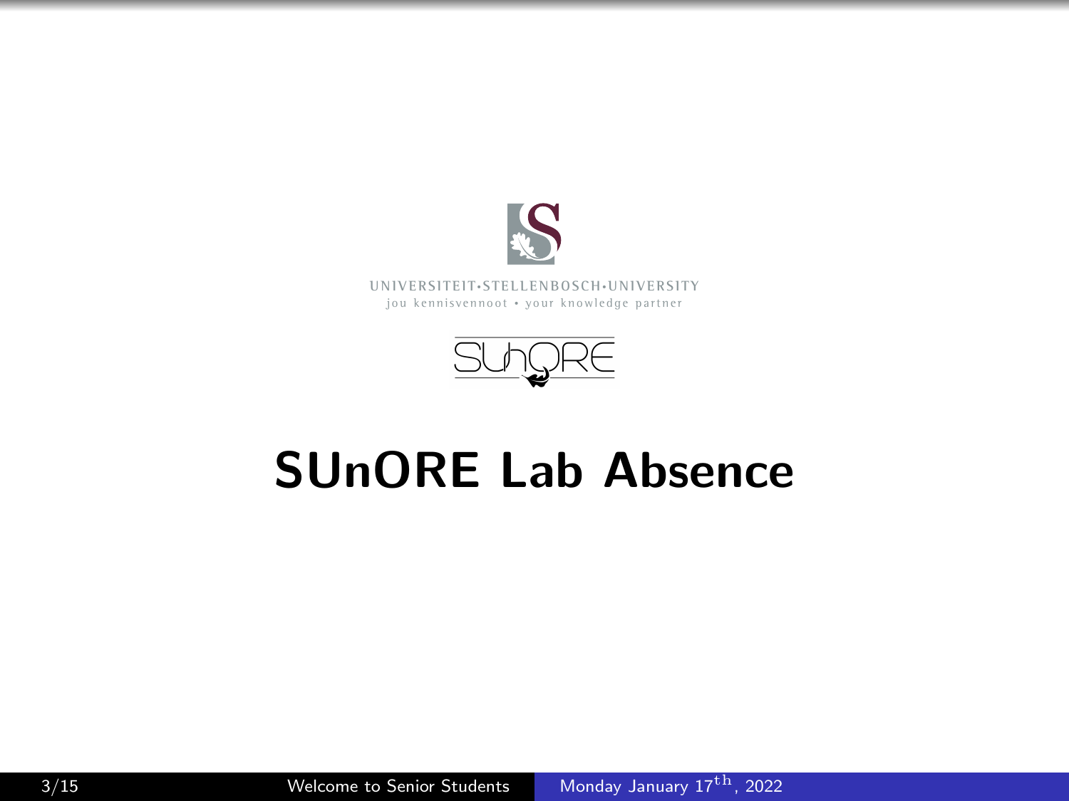UNIVERSITEIT•STELLENBOSCH•UNIVERSITY
jou kennisvennoot • your knowledge partner

# SUnORE Lab Absence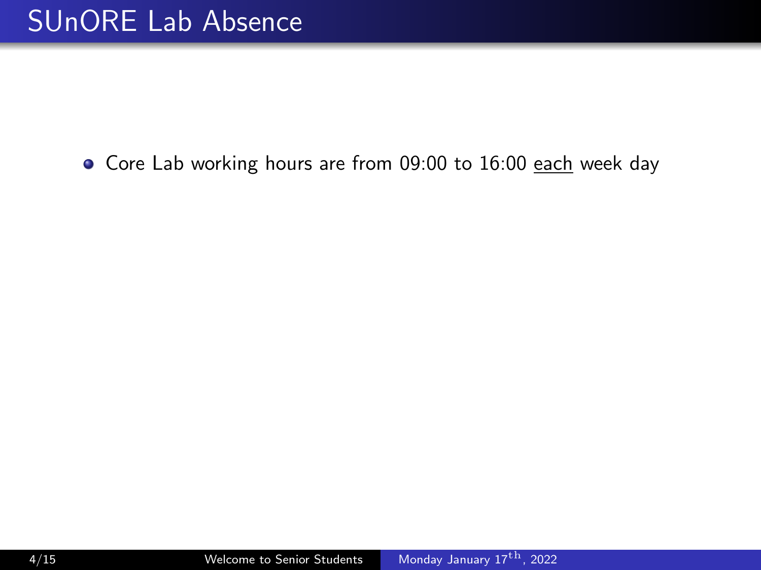# SUnORE Lab Absence

- Core Lab working hours are from 09:00 to 16:00 <u>each</u> week day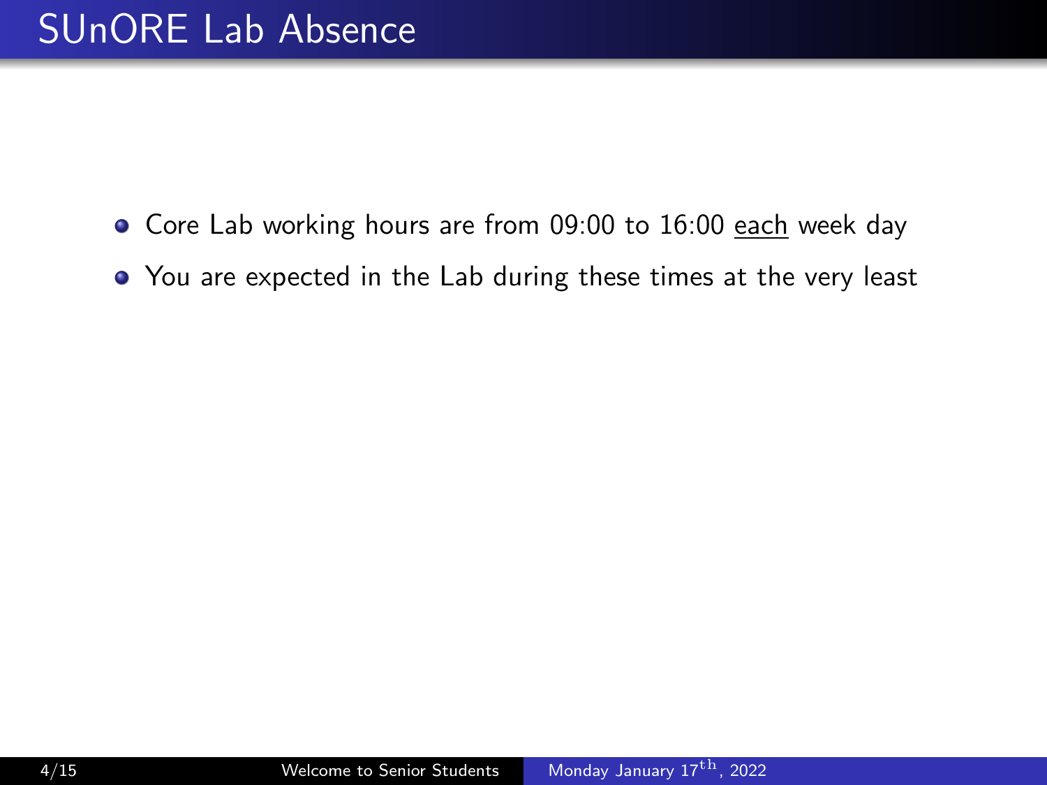# SUnORE Lab Absence

- Core Lab working hours are from 09:00 to 16:00 <u>each</u> week day
- You are expected in the Lab during these times at the very least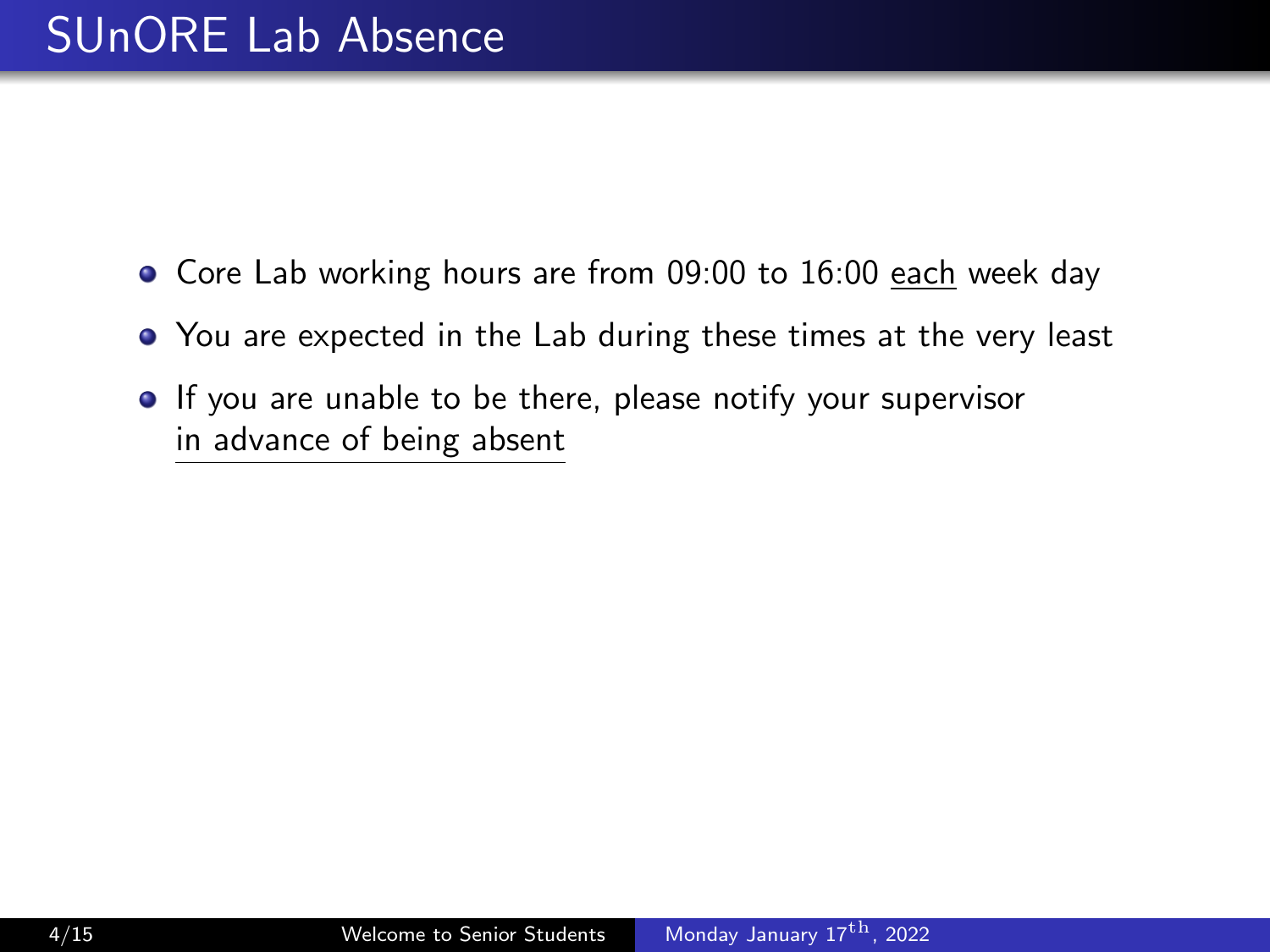# SUnORE Lab Absence

- Core Lab working hours are from 09:00 to 16:00 each week day
- You are expected in the Lab during these times at the very least
- If you are unable to be there, please notify your supervisor in advance of being absent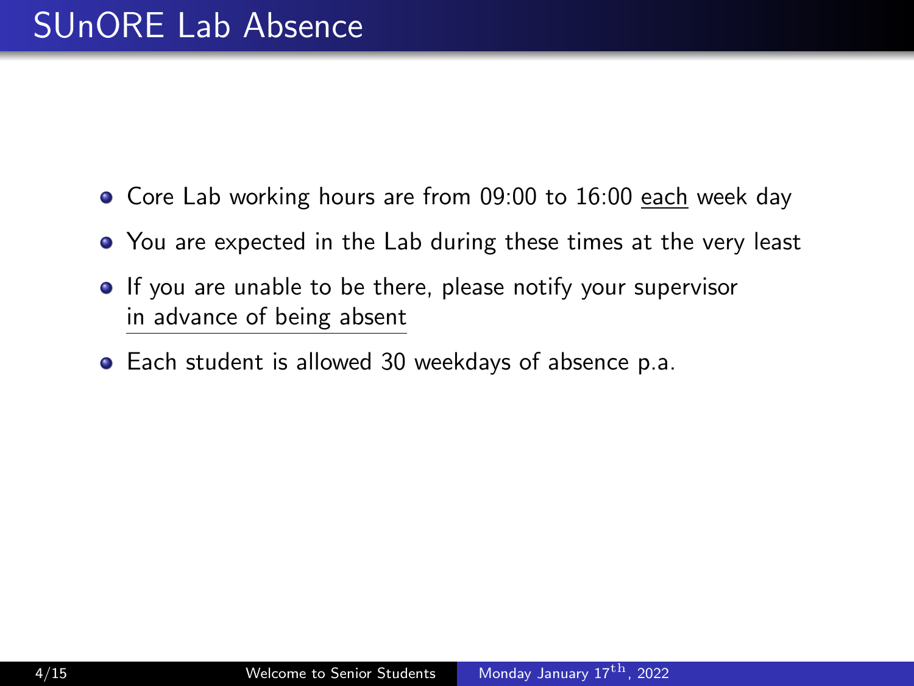# SUnORE Lab Absence

- Core Lab working hours are from 09:00 to 16:00 each week day
- You are expected in the Lab during these times at the very least
- If you are unable to be there, please notify your supervisor in advance of being absent
- Each student is allowed 30 weekdays of absence p.a.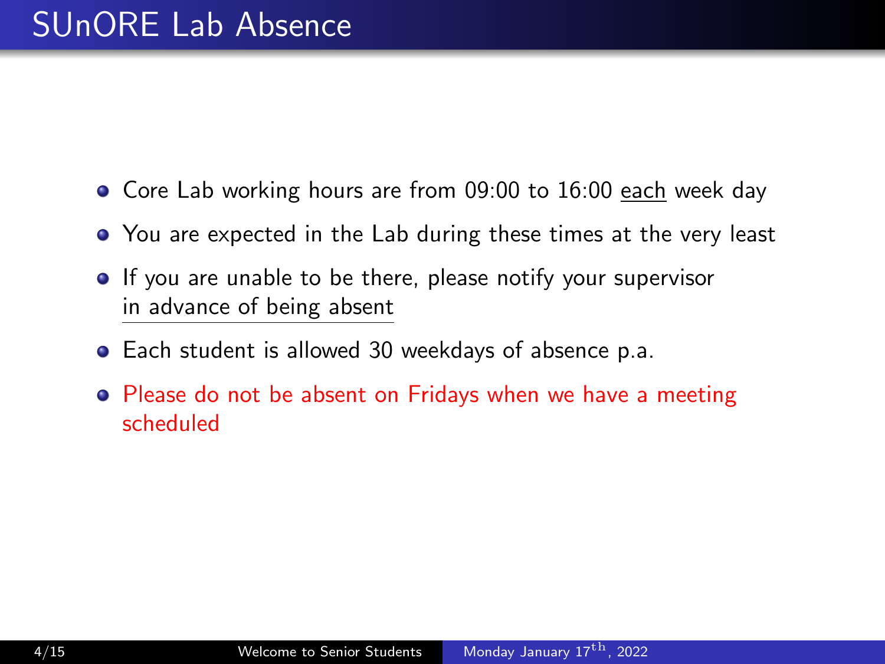# SUnORE Lab Absence

- Core Lab working hours are from 09:00 to 16:00 each week day
- You are expected in the Lab during these times at the very least
- If you are unable to be there, please notify your supervisor in advance of being absent
- Each student is allowed 30 weekdays of absence p.a.
- Please do not be absent on Fridays when we have a meeting scheduled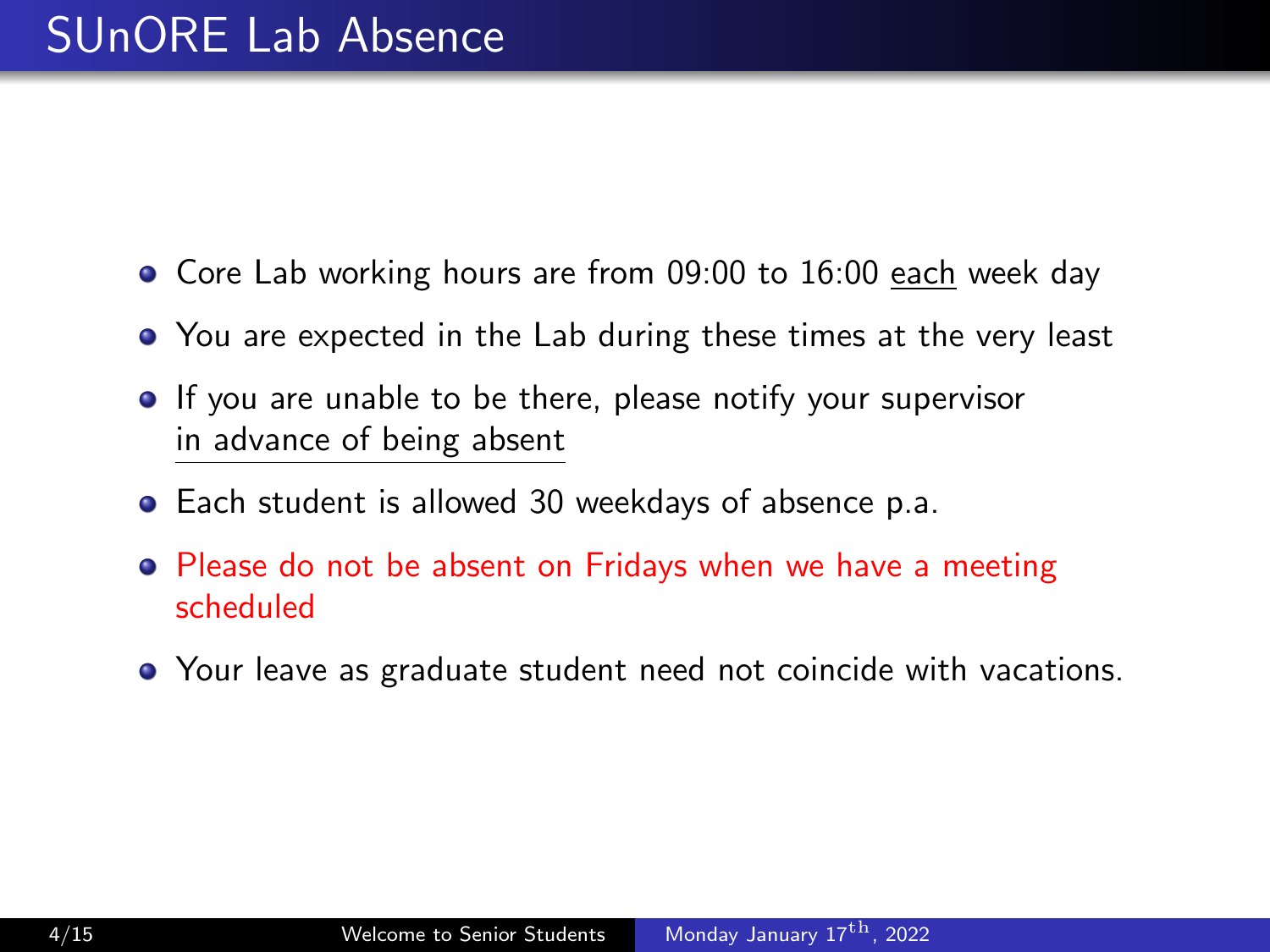# SUnORE Lab Absence

- Core Lab working hours are from 09:00 to 16:00 each week day
- You are expected in the Lab during these times at the very least
- If you are unable to be there, please notify your supervisor in advance of being absent
- Each student is allowed 30 weekdays of absence p.a.
- Please do not be absent on Fridays when we have a meeting scheduled
- Your leave as graduate student need not coincide with vacations.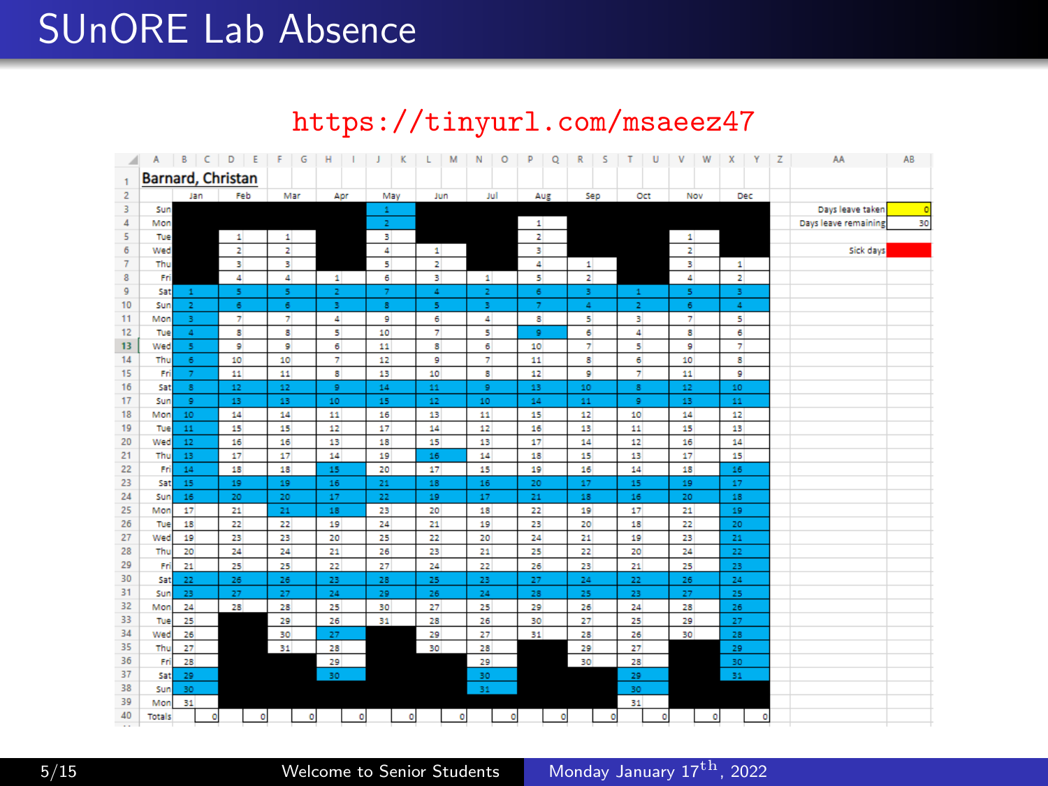# SUnORE Lab Absence

https://tinyurl.com/msaeez47

**Barnard, Christan**

| | Jan | Feb | Mar | Apr | May | Jun | Jul | Aug | Sep | Oct | Nov | Dec |
|---|---|---|---|---|---|---|---|---|---|---|---|---|
| Sun | | | | | 1 | | | | | | | |
| Mon | | | | | 2 | | | 1 | | | | |
| Tue | | 1 | 1 | | 3 | | | 2 | | | 1 | |
| Wed | | 2 | 2 | | 4 | 1 | | 3 | | | 2 | |
| Thu | | 3 | 3 | | 5 | 2 | | 4 | 1 | | 3 | 1 |
| Fri | | 4 | 4 | 1 | 6 | 3 | 1 | 5 | 2 | | 4 | 2 |
| Sat | 1 | 5 | 5 | 2 | 7 | 4 | 2 | 6 | 3 | 1 | 5 | 3 |
| Sun | 2 | 6 | 6 | 3 | 8 | 5 | 3 | 7 | 4 | 2 | 6 | 4 |
| Mon | 3 | 7 | 7 | 4 | 9 | 6 | 4 | 8 | 5 | 3 | 7 | 5 |
| Tue | 4 | 8 | 8 | 5 | 10 | 7 | 5 | 9 | 6 | 4 | 8 | 6 |
| Wed | 5 | 9 | 9 | 6 | 11 | 8 | 6 | 10 | 7 | 5 | 9 | 7 |
| Thu | 6 | 10 | 10 | 7 | 12 | 9 | 7 | 11 | 8 | 6 | 10 | 8 |
| Fri | 7 | 11 | 11 | 8 | 13 | 10 | 8 | 12 | 9 | 7 | 11 | 9 |
| Sat | 8 | 12 | 12 | 9 | 14 | 11 | 9 | 13 | 10 | 8 | 12 | 10 |
| Sun | 9 | 13 | 13 | 10 | 15 | 12 | 10 | 14 | 11 | 9 | 13 | 11 |
| Mon | 10 | 14 | 14 | 11 | 16 | 13 | 11 | 15 | 12 | 10 | 14 | 12 |
| Tue | 11 | 15 | 15 | 12 | 17 | 14 | 12 | 16 | 13 | 11 | 15 | 13 |
| Wed | 12 | 16 | 16 | 13 | 18 | 15 | 13 | 17 | 14 | 12 | 16 | 14 |
| Thu | 13 | 17 | 17 | 14 | 19 | 16 | 14 | 18 | 15 | 13 | 17 | 15 |
| Fri | 14 | 18 | 18 | 15 | 20 | 17 | 15 | 19 | 16 | 14 | 18 | 16 |
| Sat | 15 | 19 | 19 | 16 | 21 | 18 | 16 | 20 | 17 | 15 | 19 | 17 |
| Sun | 16 | 20 | 20 | 17 | 22 | 19 | 17 | 21 | 18 | 16 | 20 | 18 |
| Mon | 17 | 21 | 21 | 18 | 23 | 20 | 18 | 22 | 19 | 17 | 21 | 19 |
| Tue | 18 | 22 | 22 | 19 | 24 | 21 | 19 | 23 | 20 | 18 | 22 | 20 |
| Wed | 19 | 23 | 23 | 20 | 25 | 22 | 20 | 24 | 21 | 19 | 23 | 21 |
| Thu | 20 | 24 | 24 | 21 | 26 | 23 | 21 | 25 | 22 | 20 | 24 | 22 |
| Fri | 21 | 25 | 25 | 22 | 27 | 24 | 22 | 26 | 23 | 21 | 25 | 23 |
| Sat | 22 | 26 | 26 | 23 | 28 | 25 | 23 | 27 | 24 | 22 | 26 | 24 |
| Sun | 23 | 27 | 27 | 24 | 29 | 26 | 24 | 28 | 25 | 23 | 27 | 25 |
| Mon | 24 | 28 | 28 | 25 | 30 | 27 | 25 | 29 | 26 | 24 | 28 | 26 |
| Tue | 25 | | 29 | 26 | 31 | 28 | 26 | 30 | 27 | 25 | 29 | 27 |
| Wed | 26 | | 30 | 27 | | 29 | 27 | 31 | 28 | 26 | 30 | 28 |
| Thu | 27 | | 31 | 28 | | 30 | 28 | | 29 | 27 | | 29 |
| Fri | 28 | | | 29 | | | 29 | | 30 | 28 | | 30 |
| Sat | 29 | | | 30 | | | 30 | | | 29 | | 31 |
| Sun | 30 | | | | | | 31 | | | 30 | | |
| Mon | 31 | | | | | | | | | 31 | | |
| Totals | 0 | 0 | 0 | 0 | 0 | 0 | 0 | 0 | 0 | 0 | 0 | 0 |

| | |
|---|---|
| Days leave taken | 0 |
| Days leave remaining | 30 |
| Sick days | |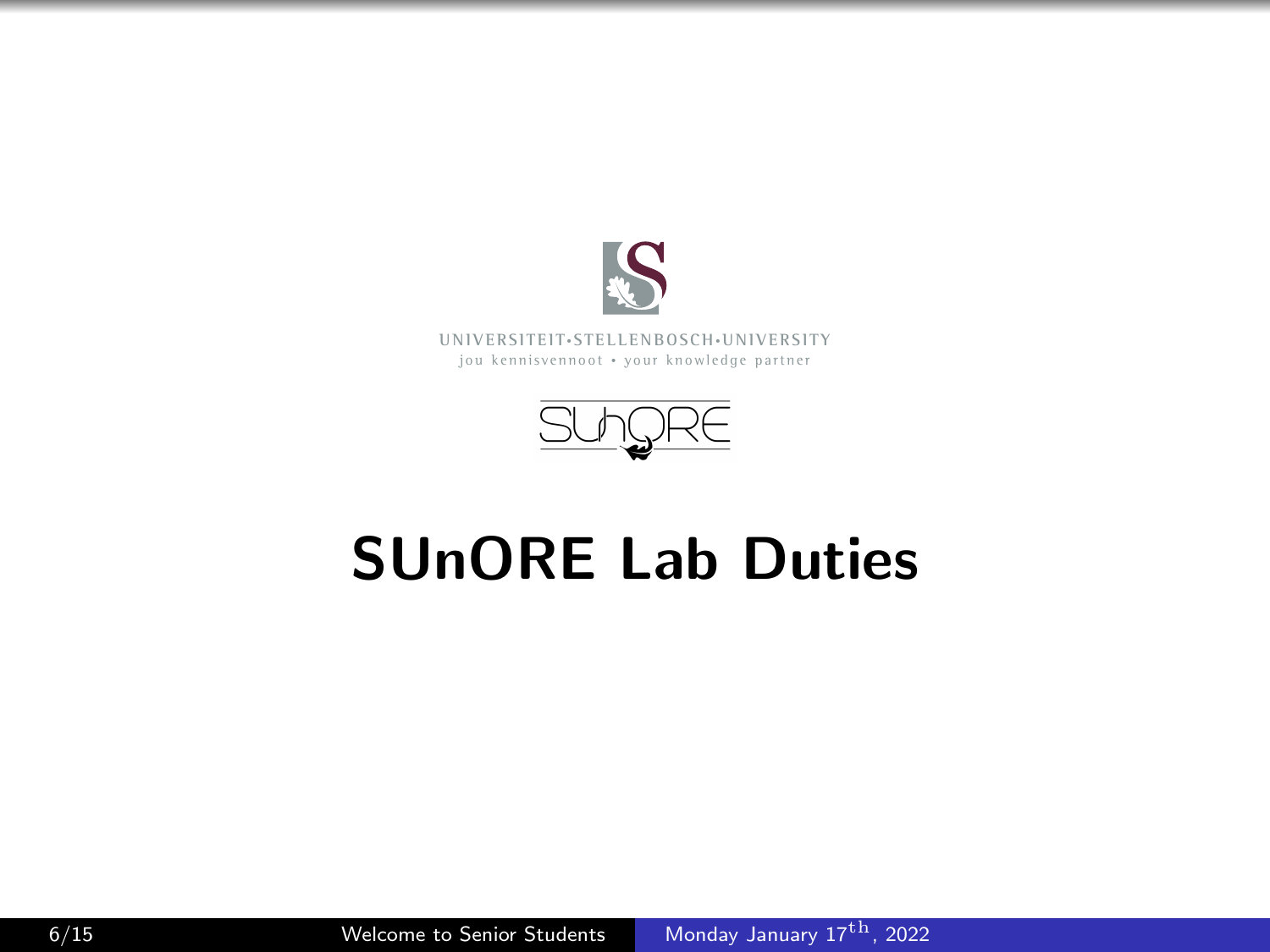UNIVERSITEIT·STELLENBOSCH·UNIVERSITY
jou kennisvennoot • your knowledge partner

# SUnORE Lab Duties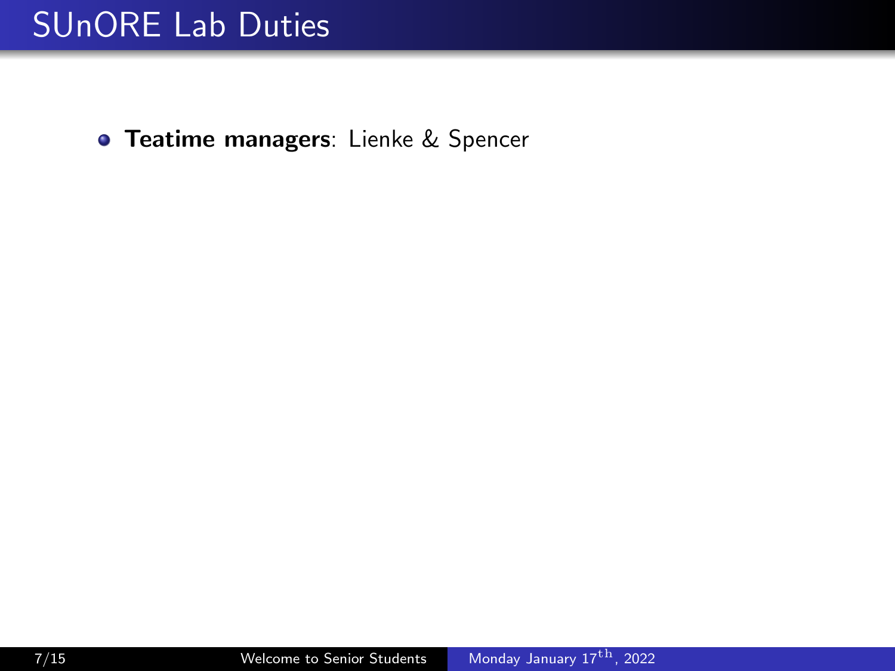# SUnORE Lab Duties

- **Teatime managers**: Lienke & Spencer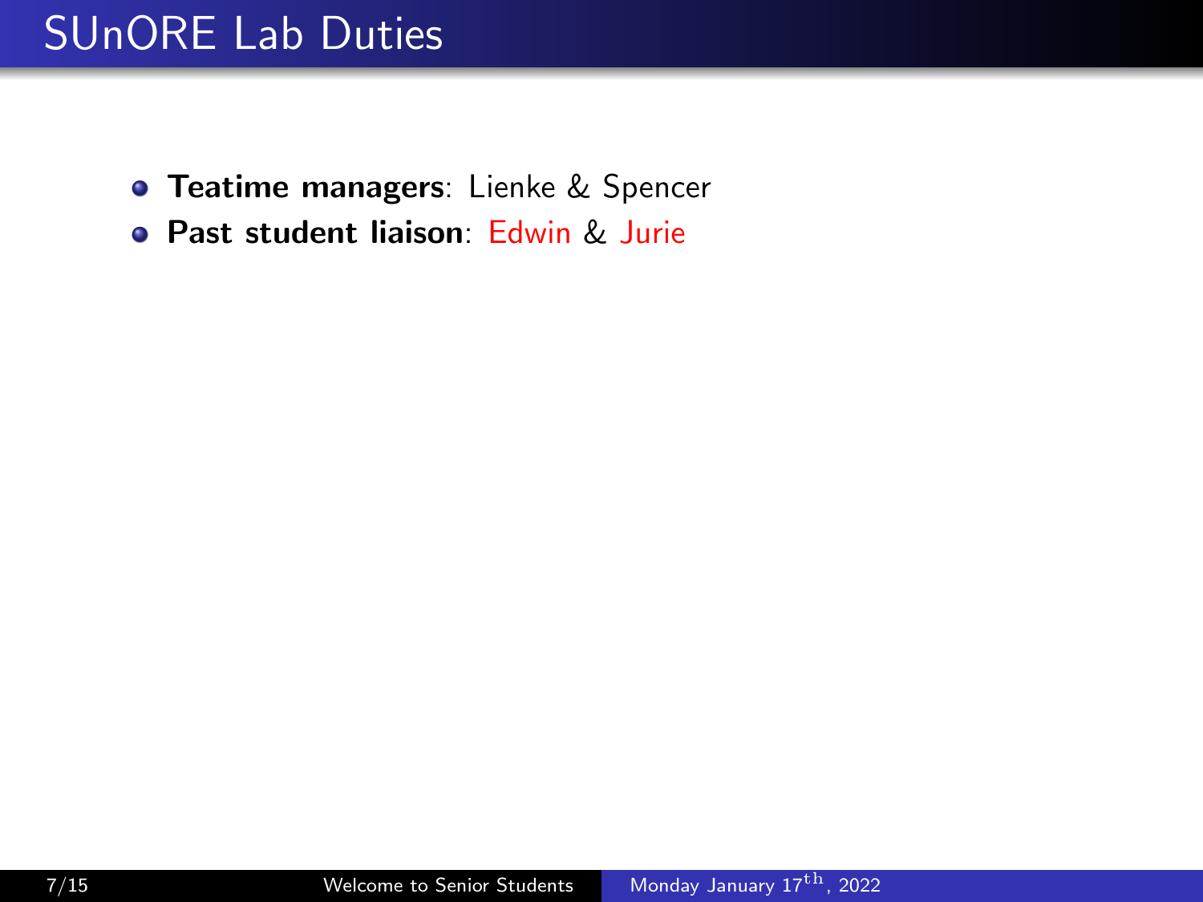# SUnORE Lab Duties

- **Teatime managers**: Lienke & Spencer
- **Past student liaison**: Edwin & Jurie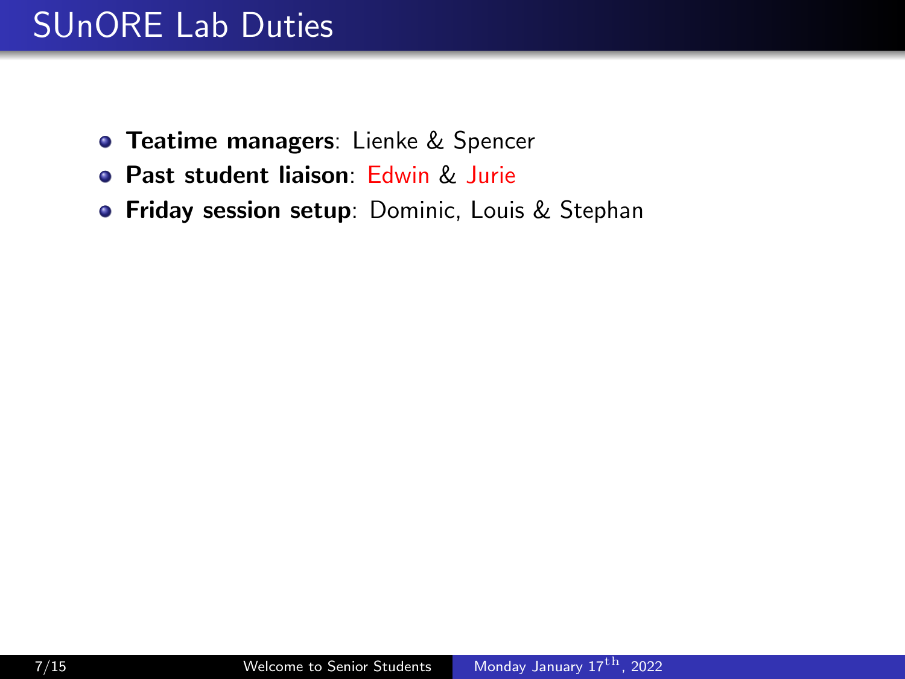# SUnORE Lab Duties

- **Teatime managers**: Lienke & Spencer
- **Past student liaison**: Edwin & Jurie
- **Friday session setup**: Dominic, Louis & Stephan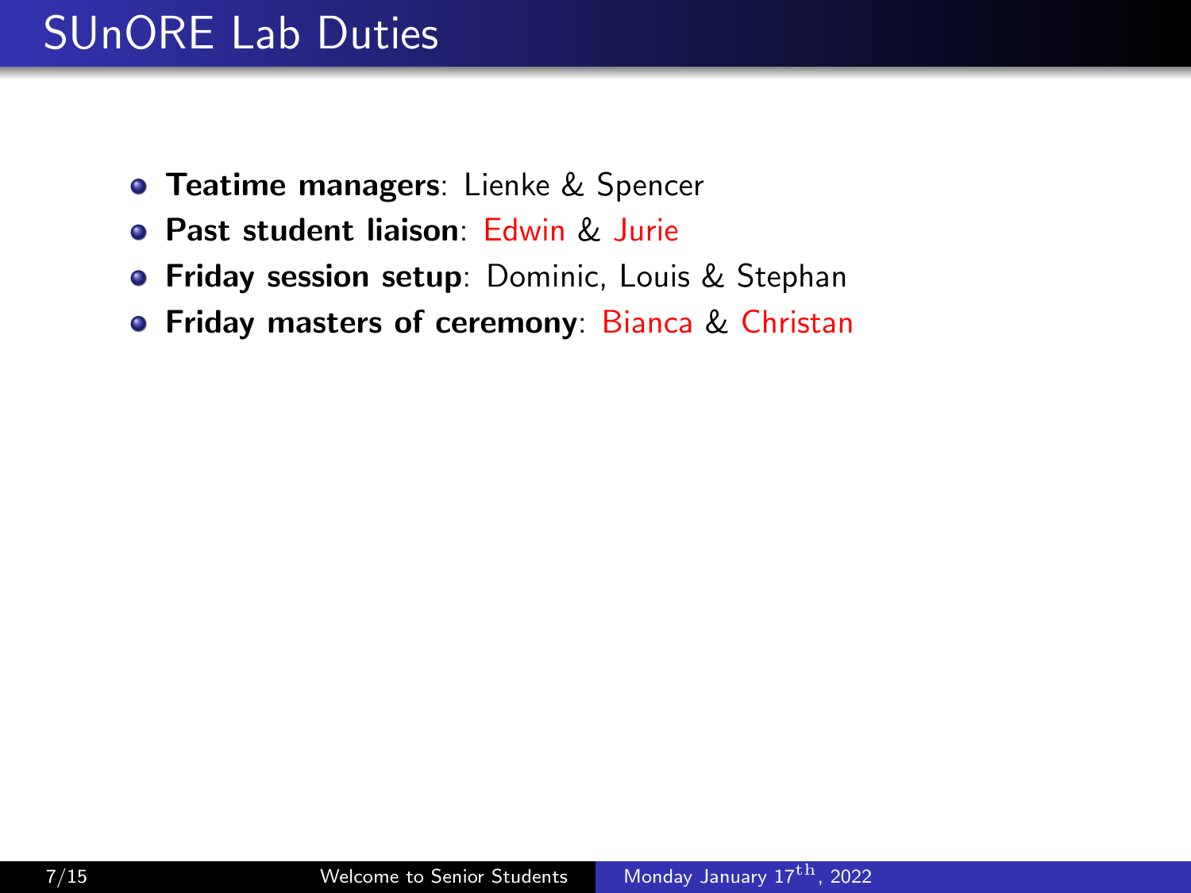# SUnORE Lab Duties

- **Teatime managers**: Lienke & Spencer
- **Past student liaison**: Edwin & Jurie
- **Friday session setup**: Dominic, Louis & Stephan
- **Friday masters of ceremony**: Bianca & Christan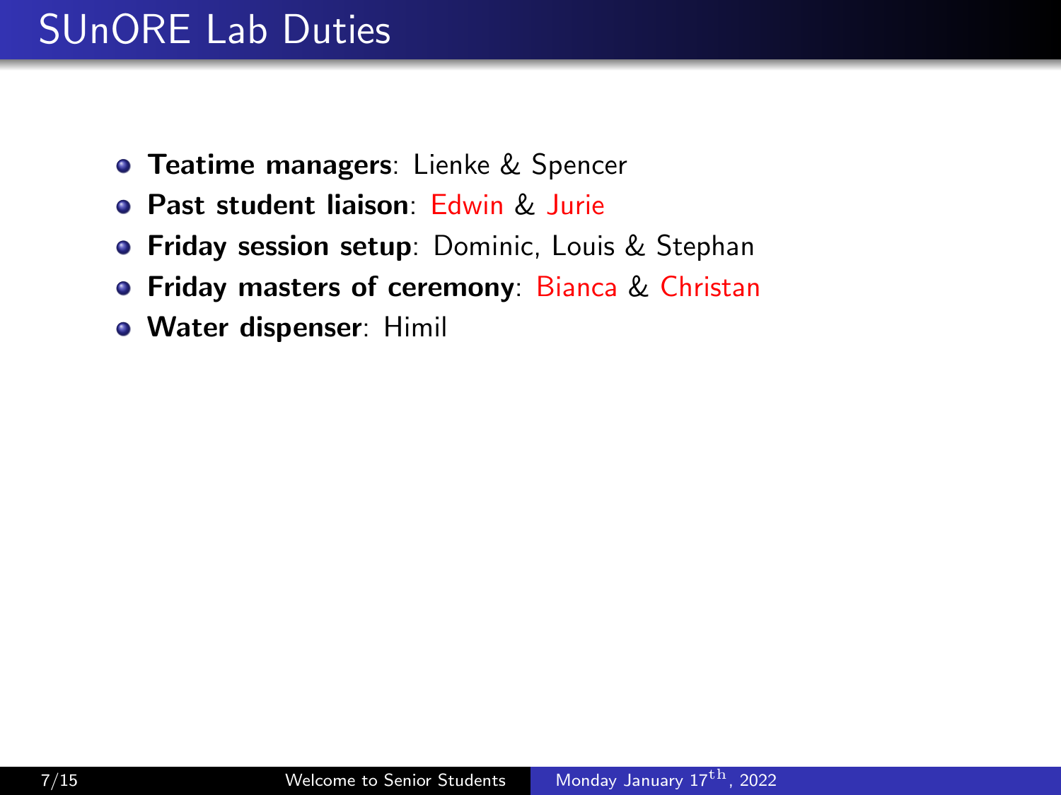# SUnORE Lab Duties

- **Teatime managers**: Lienke & Spencer
- **Past student liaison**: Edwin & Jurie
- **Friday session setup**: Dominic, Louis & Stephan
- **Friday masters of ceremony**: Bianca & Christan
- **Water dispenser**: Himil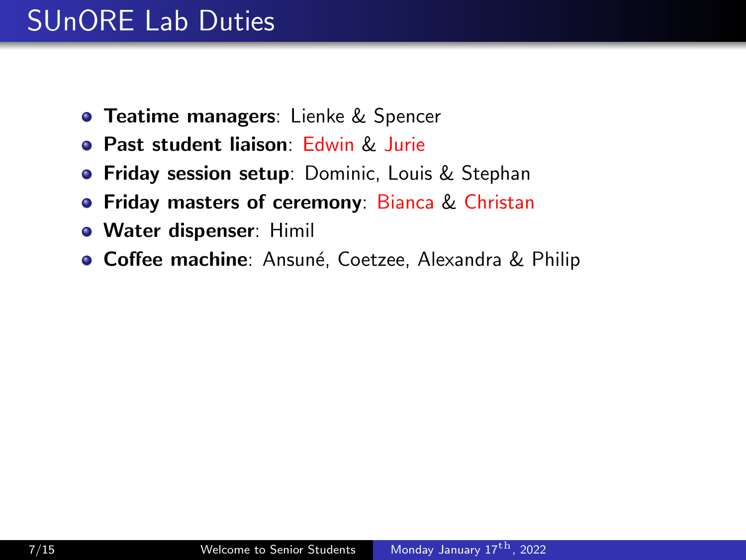# SUnORE Lab Duties

- **Teatime managers**: Lienke & Spencer
- **Past student liaison**: Edwin & Jurie
- **Friday session setup**: Dominic, Louis & Stephan
- **Friday masters of ceremony**: Bianca & Christan
- **Water dispenser**: Himil
- **Coffee machine**: Ansuné, Coetzee, Alexandra & Philip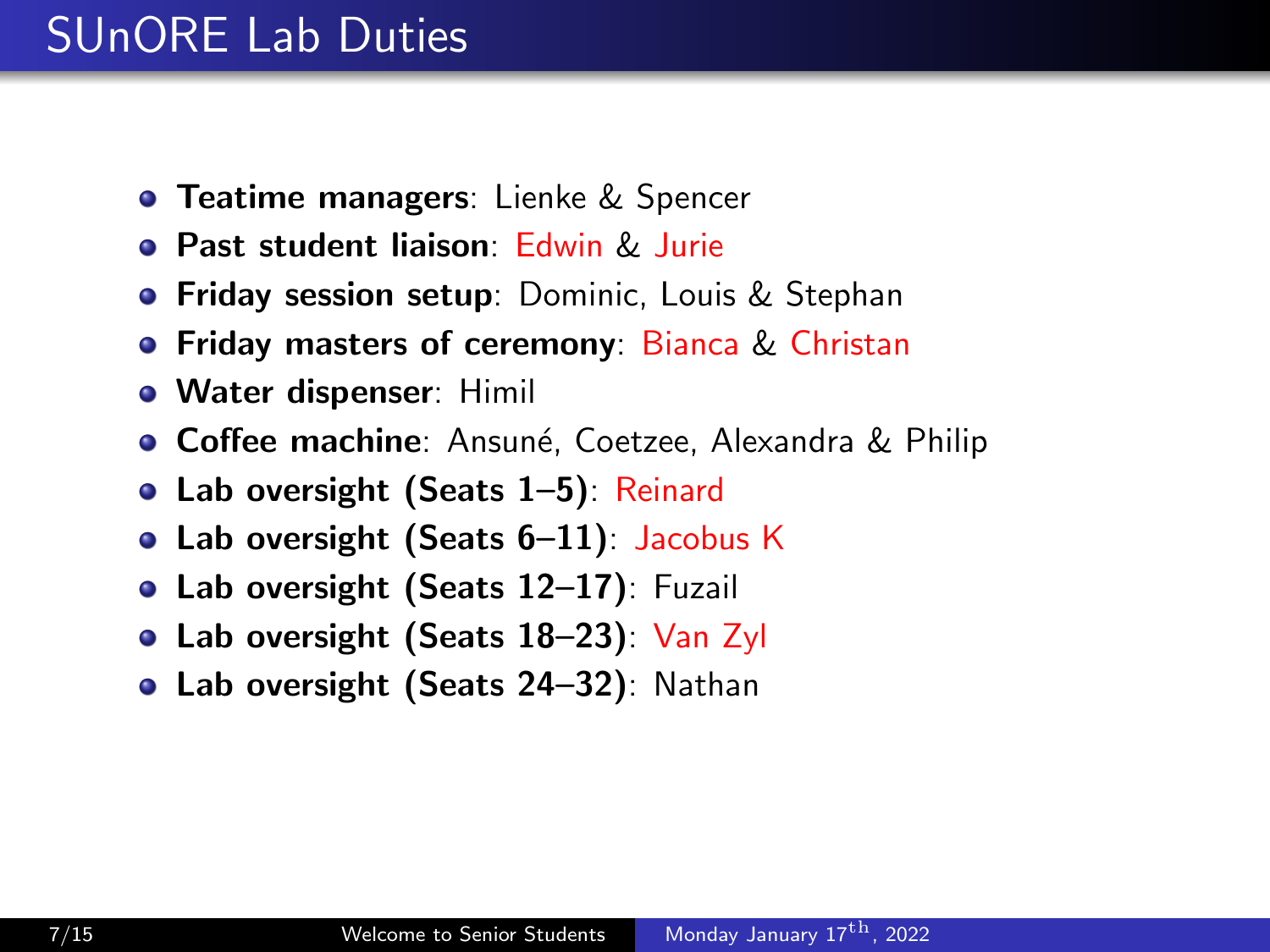# SUnORE Lab Duties

- **Teatime managers**: Lienke & Spencer
- **Past student liaison**: Edwin & Jurie
- **Friday session setup**: Dominic, Louis & Stephan
- **Friday masters of ceremony**: Bianca & Christan
- **Water dispenser**: Himil
- **Coffee machine**: Ansuné, Coetzee, Alexandra & Philip
- **Lab oversight (Seats 1–5)**: Reinard
- **Lab oversight (Seats 6–11)**: Jacobus K
- **Lab oversight (Seats 12–17)**: Fuzail
- **Lab oversight (Seats 18–23)**: Van Zyl
- **Lab oversight (Seats 24–32)**: Nathan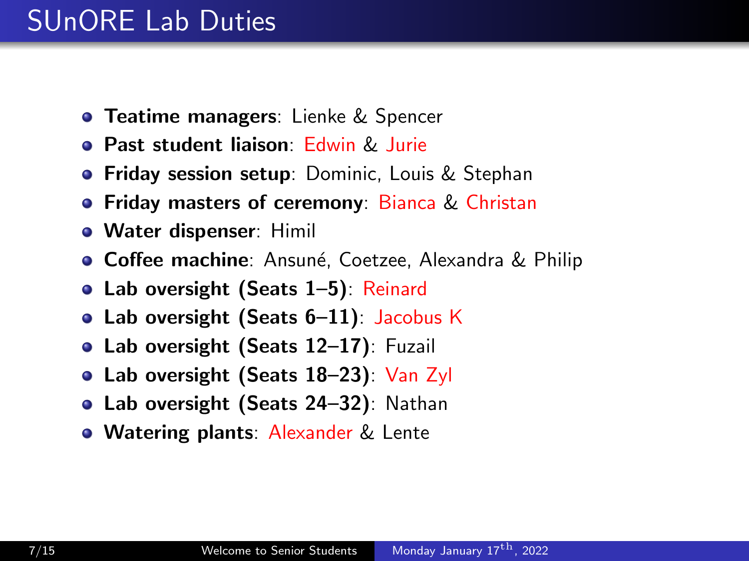# SUnORE Lab Duties

- **Teatime managers**: Lienke & Spencer
- **Past student liaison**: Edwin & Jurie
- **Friday session setup**: Dominic, Louis & Stephan
- **Friday masters of ceremony**: Bianca & Christan
- **Water dispenser**: Himil
- **Coffee machine**: Ansuné, Coetzee, Alexandra & Philip
- **Lab oversight (Seats 1–5)**: Reinard
- **Lab oversight (Seats 6–11)**: Jacobus K
- **Lab oversight (Seats 12–17)**: Fuzail
- **Lab oversight (Seats 18–23)**: Van Zyl
- **Lab oversight (Seats 24–32)**: Nathan
- **Watering plants**: Alexander & Lente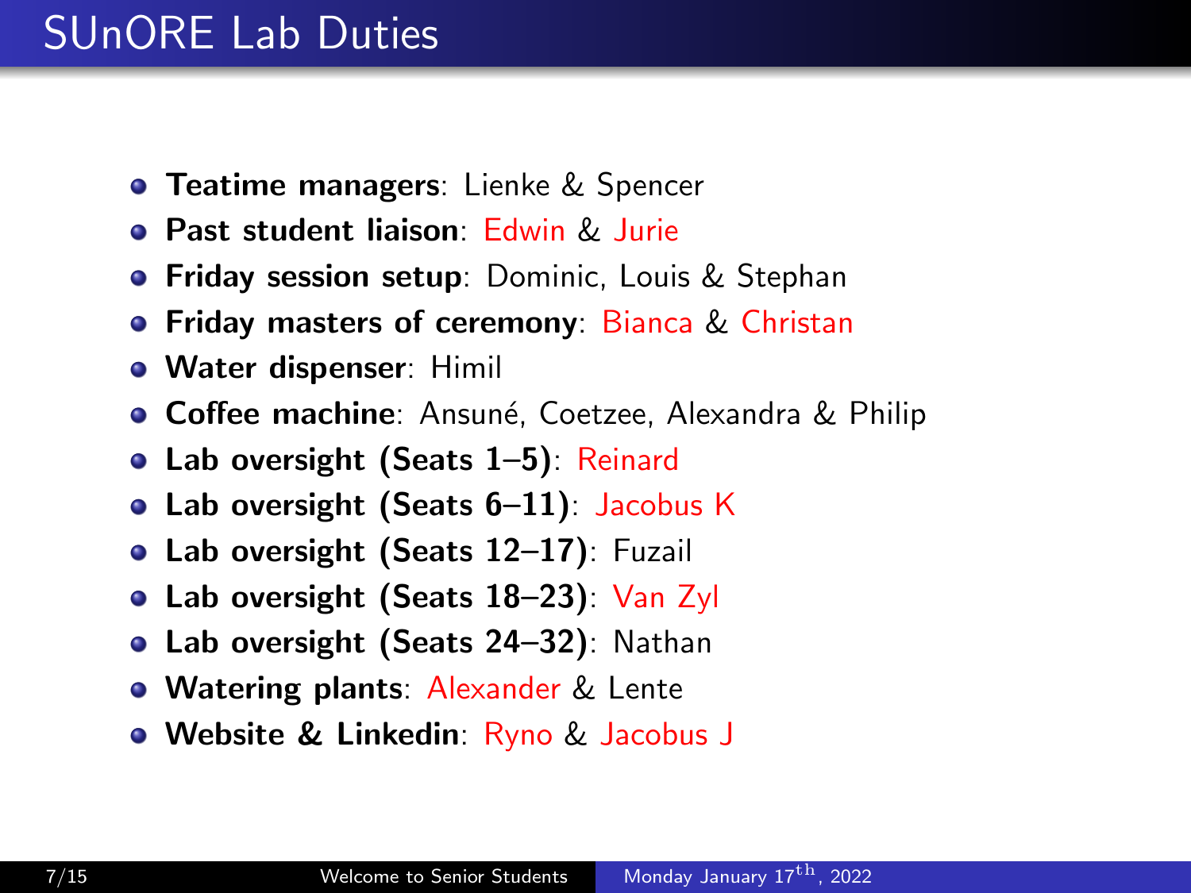# SUnORE Lab Duties

- **Teatime managers**: Lienke & Spencer
- **Past student liaison**: Edwin & Jurie
- **Friday session setup**: Dominic, Louis & Stephan
- **Friday masters of ceremony**: Bianca & Christan
- **Water dispenser**: Himil
- **Coffee machine**: Ansuné, Coetzee, Alexandra & Philip
- **Lab oversight (Seats 1–5)**: Reinard
- **Lab oversight (Seats 6–11)**: Jacobus K
- **Lab oversight (Seats 12–17)**: Fuzail
- **Lab oversight (Seats 18–23)**: Van Zyl
- **Lab oversight (Seats 24–32)**: Nathan
- **Watering plants**: Alexander & Lente
- **Website & Linkedin**: Ryno & Jacobus J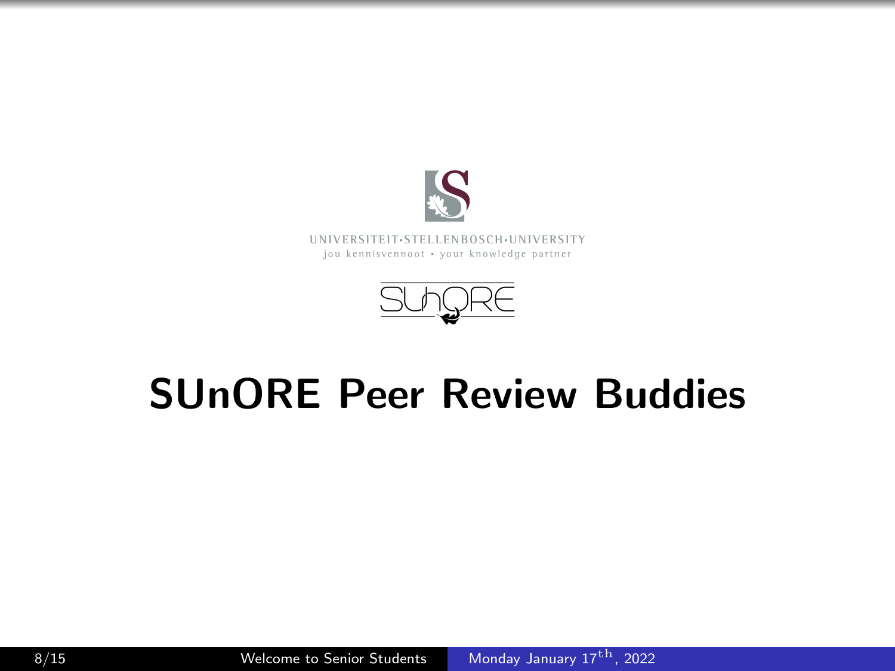UNIVERSITEIT·STELLENBOSCH·UNIVERSITY
jou kennisvennoot • your knowledge partner

# SUnORE Peer Review Buddies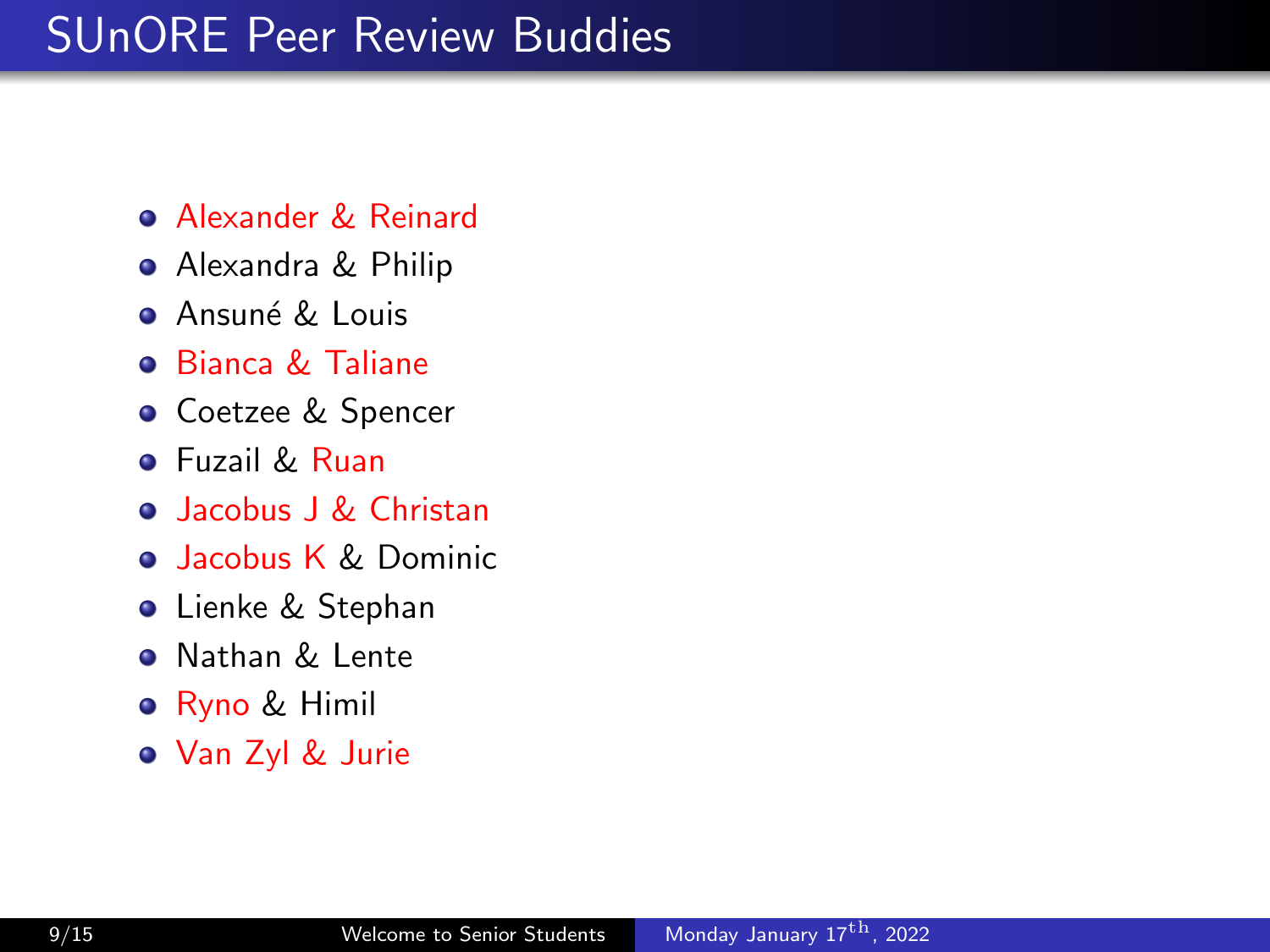# SUnORE Peer Review Buddies

- Alexander & Reinard
- Alexandra & Philip
- Ansuné & Louis
- Bianca & Taliane
- Coetzee & Spencer
- Fuzail & Ruan
- Jacobus J & Christan
- Jacobus K & Dominic
- Lienke & Stephan
- Nathan & Lente
- Ryno & Himil
- Van Zyl & Jurie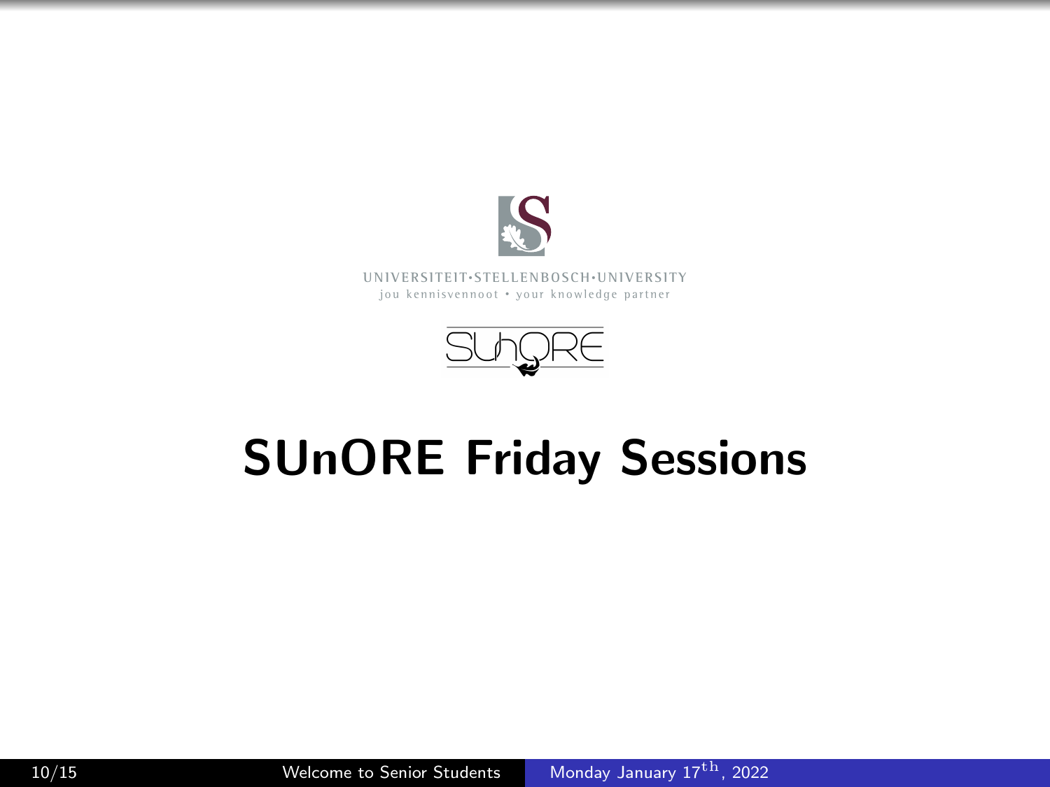UNIVERSITEIT·STELLENBOSCH·UNIVERSITY
jou kennisvennoot • your knowledge partner

SUnORE

# SUnORE Friday Sessions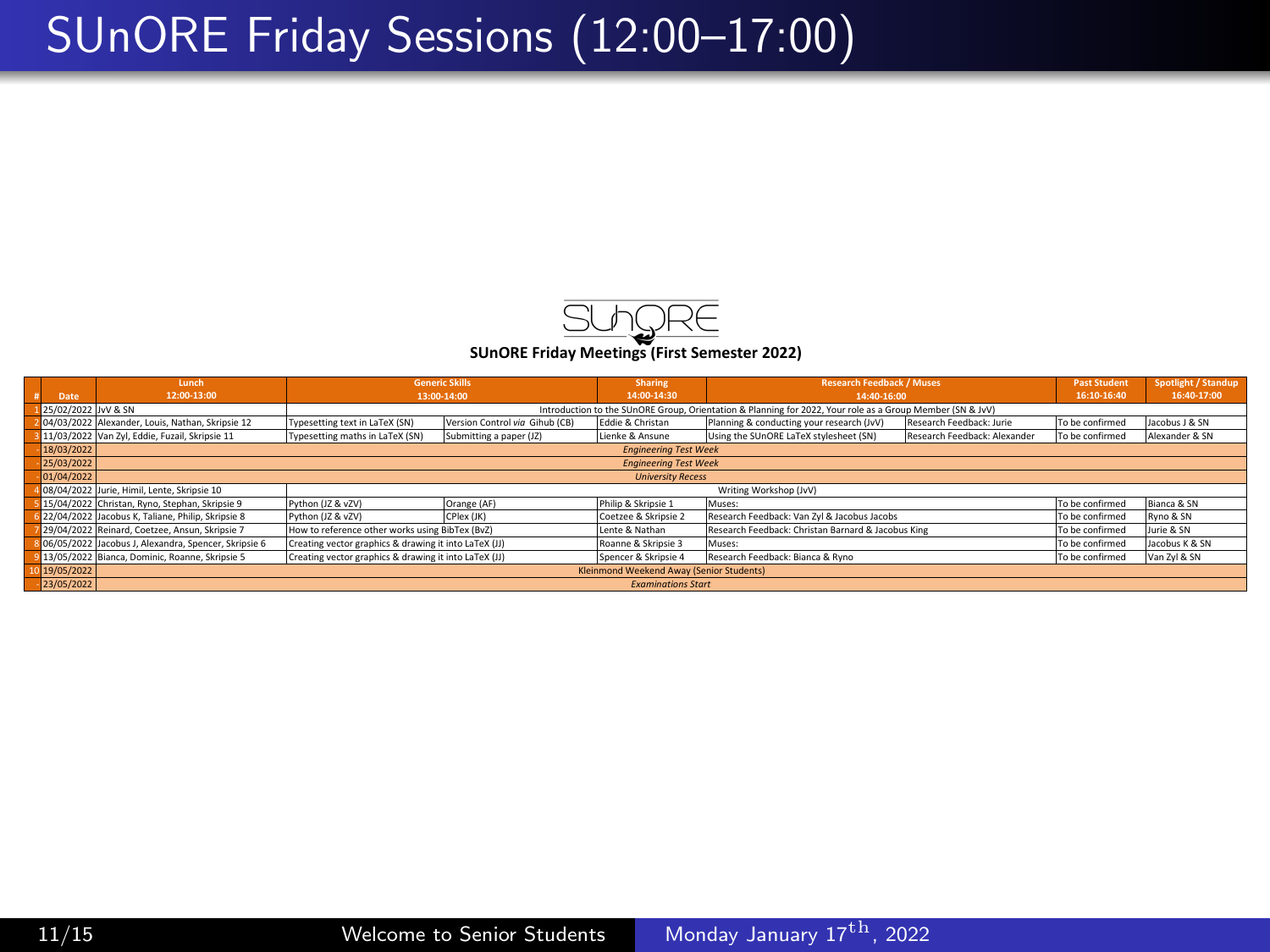# SUnORE Friday Sessions (12:00–17:00)

SUnORE

**SUnORE Friday Meetings (First Semester 2022)**

| # | Date | Lunch 12:00-13:00 | Generic Skills 13:00-14:00 | | Sharing 14:00-14:30 | Research Feedback / Muses 14:40-16:00 | | Past Student 16:10-16:40 | Spotlight / Standup 16:40-17:00 |
|---|---|---|---|---|---|---|---|---|---|
| 1 | 25/02/2022 | JvV & SN | Introduction to the SUnORE Group, Orientation & Planning for 2022, Your role as a Group Member (SN & JvV) | | | | | | |
| 2 | 04/03/2022 | Alexander, Louis, Nathan, Skripsie 12 | Typesetting text in LaTeX (SN) | Version Control *via* Gihub (CB) | Eddie & Christan | Planning & conducting your research (JvV) | Research Feedback: Jurie | To be confirmed | Jacobus J & SN |
| 3 | 11/03/2022 | Van Zyl, Eddie, Fuzail, Skripsie 11 | Typesetting maths in LaTeX (SN) | Submitting a paper (JZ) | Lienke & Ansune | Using the SUnORE LaTeX stylesheet (SN) | Research Feedback: Alexander | To be confirmed | Alexander & SN |
| | 18/03/2022 | *Engineering Test Week* | | | | | | | |
| | 25/03/2022 | *Engineering Test Week* | | | | | | | |
| | 01/04/2022 | *University Recess* | | | | | | | |
| 4 | 08/04/2022 | Jurie, Himil, Lente, Skripsie 10 | Writing Workshop (JvV) | | | | | | |
| 5 | 15/04/2022 | Christan, Ryno, Stephan, Skripsie 9 | Python (JZ & vZV) | Orange (AF) | Philip & Skripsie 1 | Muses: | | To be confirmed | Bianca & SN |
| 6 | 22/04/2022 | Jacobus K, Taliane, Philip, Skripsie 8 | Python (JZ & vZV) | CPlex (JK) | Coetzee & Skripsie 2 | Research Feedback: Van Zyl & Jacobus Jacobs | | To be confirmed | Ryno & SN |
| 7 | 29/04/2022 | Reinard, Coetzee, Ansun, Skripsie 7 | How to reference other works using BibTex (BvZ) | | Lente & Nathan | Research Feedback: Christan Barnard & Jacobus King | | To be confirmed | Jurie & SN |
| 8 | 06/05/2022 | Jacobus J, Alexandra, Spencer, Skripsie 6 | Creating vector graphics & drawing it into LaTeX (JJ) | | Roanne & Skripsie 3 | Muses: | | To be confirmed | Jacobus K & SN |
| 9 | 13/05/2022 | Bianca, Dominic, Roanne, Skripsie 5 | Creating vector graphics & drawing it into LaTeX (JJ) | | Spencer & Skripsie 4 | Research Feedback: Bianca & Ryno | | To be confirmed | Van Zyl & SN |
| 10 | 19/05/2022 | Kleinmond Weekend Away (Senior Students) | | | | | | | |
| | 23/05/2022 | *Examinations Start* | | | | | | | |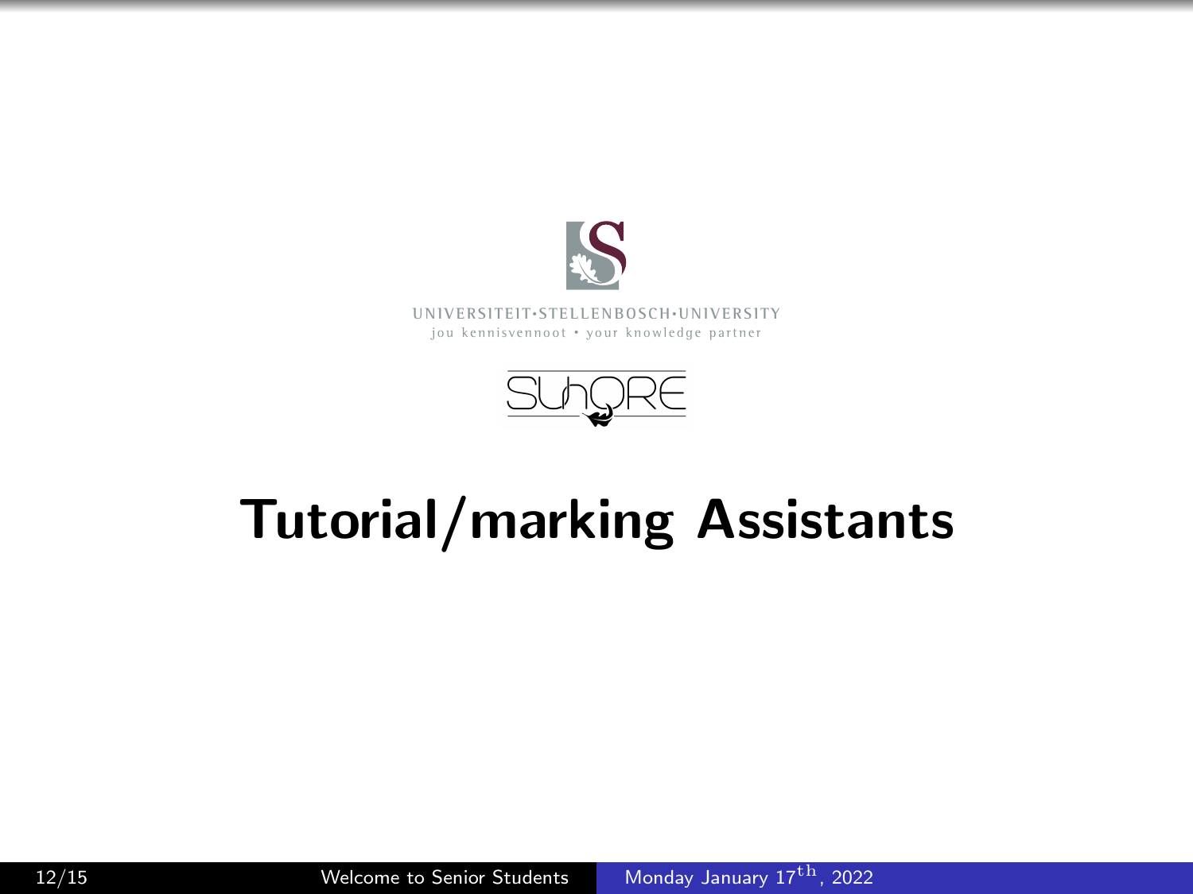UNIVERSITEIT·STELLENBOSCH·UNIVERSITY
jou kennisvennoot • your knowledge partner

SUnQRE

# Tutorial/marking Assistants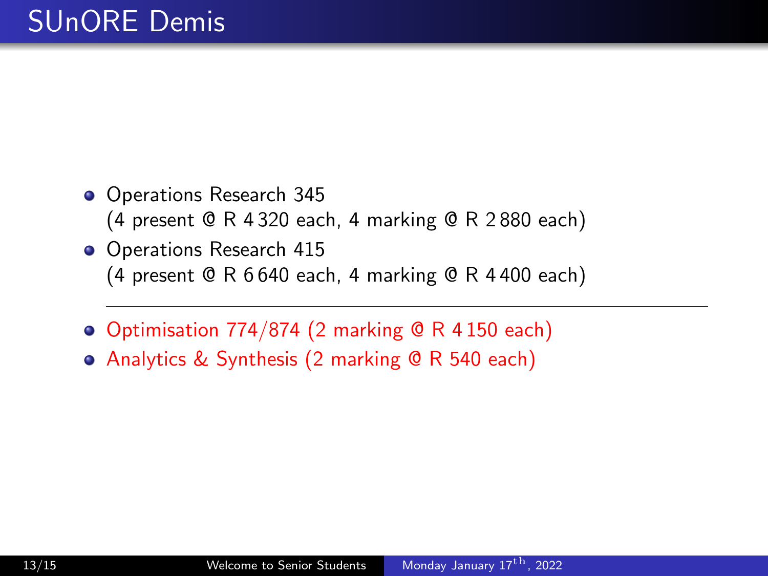# SUnORE Demis

- Operations Research 345
  (4 present @ R 4 320 each, 4 marking @ R 2 880 each)
- Operations Research 415
  (4 present @ R 6 640 each, 4 marking @ R 4 400 each)

---

- Optimisation 774/874 (2 marking @ R 4 150 each)
- Analytics & Synthesis (2 marking @ R 540 each)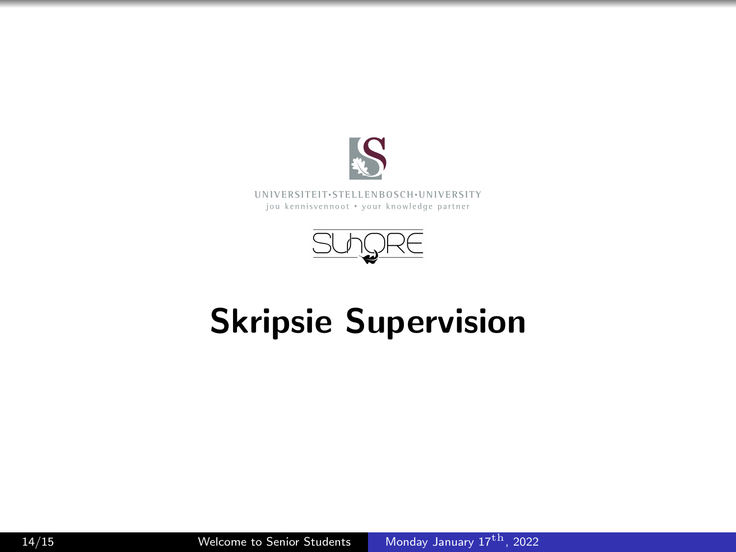UNIVERSITEIT·STELLENBOSCH·UNIVERSITY

jou kennisvennoot • your knowledge partner

SUnORE

# Skripsie Supervision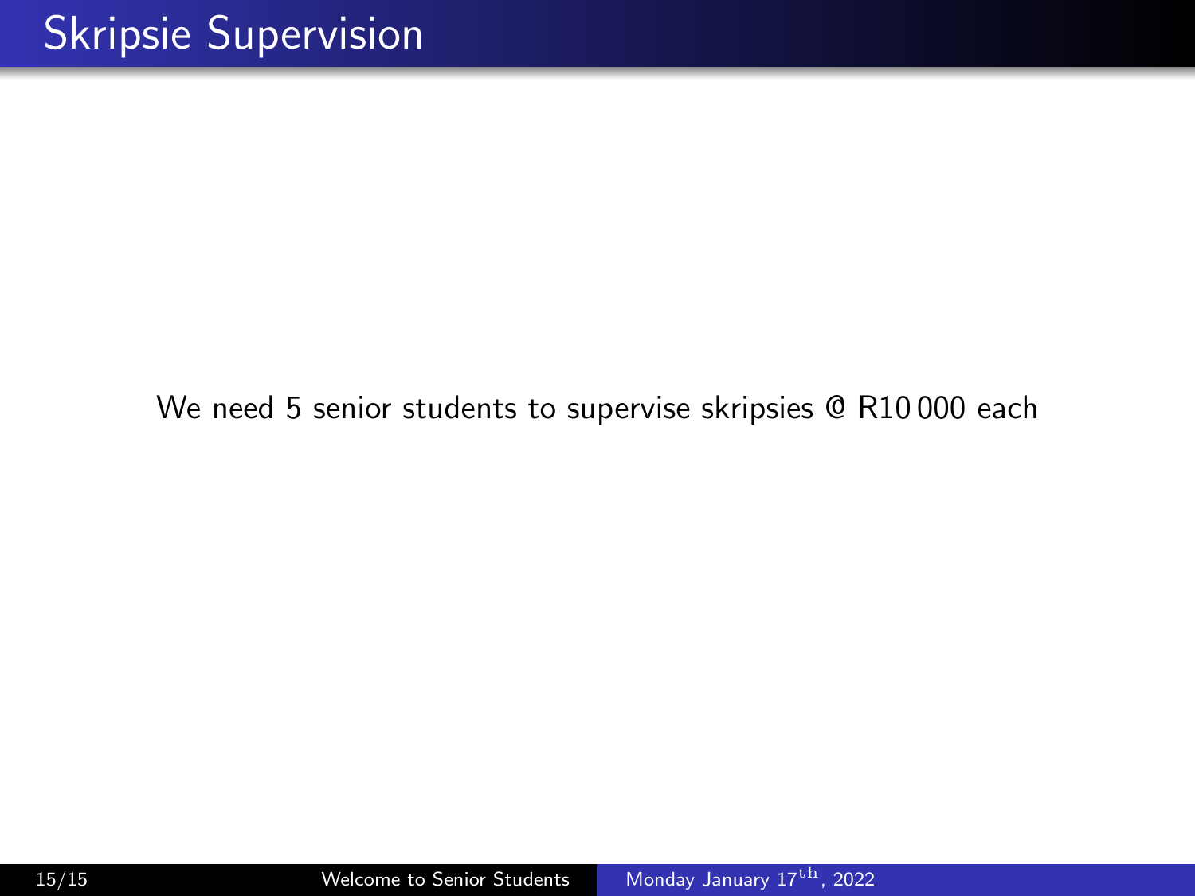# Skripsie Supervision

We need 5 senior students to supervise skripsies @ R10 000 each